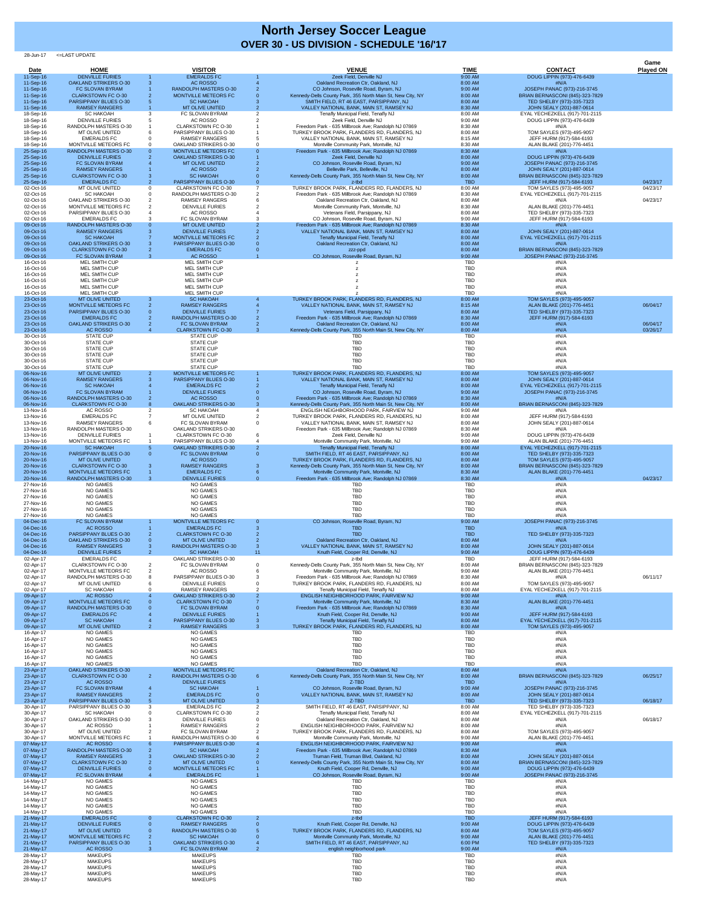# North Jersey Soccer League

## OVER 30 - US DIVISION - SCHEDULE '16/'17

28-Jun-17 <=LAST UPDATE

| Date | HOME | | VISITOR | | VENUE | TIME | CONTACT | Game Played ON |
|---|---|---|---|---|---|---|---|---|
| 11-Sep-16 | DENVILLE FURIES | 1 | EMERALDS FC | 1 | Zeek Field, Denville NJ | 9:00 AM | DOUG LIPPIN (973)-476-6439 | |
| 11-Sep-16 | OAKLAND STRIKERS O-30 | 3 | AC ROSSO | 4 | Oakland Recreation Ctr, Oakland, NJ | 8:00 AM | #N/A | |
| 11-Sep-16 | FC SLOVAN BYRAM | 1 | RANDOLPH MASTERS O-30 | 2 | CO Johnson, Roseville Road, Byram, NJ | 9:00 AM | JOSEPH PANAC (973)-216-3745 | |
| 11-Sep-16 | CLARKSTOWN FC O-30 | 2 | MONTVILLE METEORS FC | 0 | Kennedy-Dells County Park, 355 North Main St, New City, NY | 8:00 AM | BRIAN BERNASCONI (845)-323-7829 | |
| 11-Sep-16 | PARSIPPANY BLUES O-30 | 5 | SC HAKOAH | 3 | SMITH FIELD, RT 46 EAST, PARSIPPANY, NJ | 8:00 AM | TED SHELBY (973)-335-7323 | |
| 11-Sep-16 | RAMSEY RANGERS | 1 | MT OLIVE UNITED | 2 | VALLEY NATIONAL BANK, MAIN ST, RAMSEY NJ | 8:30 AM | JOHN SEALY (201)-887-0614 | |
| 18-Sep-16 | SC HAKOAH | 3 | FC SLOVAN BYRAM | 2 | Tenafly Municipal Field, Tenafly NJ | 8:00 AM | EYAL YECHEZKELL (917)-701-2115 | |
| 18-Sep-16 | DENVILLE FURIES | 5 | AC ROSSO | 2 | Zeek Field, Denville NJ | 9:00 AM | DOUG LIPPIN (973)-476-6439 | |
| 18-Sep-16 | RANDOLPH MASTERS O-30 | 1 | CLARKSTOWN FC O-30 | 1 | Freedom Park - 635 Millbrook Ave; Randolph NJ 07869 | 8:30 AM | #N/A | |
| 18-Sep-16 | MT OLIVE UNITED | 6 | PARSIPPANY BLUES O-30 | 1 | TURKEY BROOK PARK, FLANDERS RD, FLANDERS, NJ | 8:00 AM | TOM SAYLES (973)-495-9057 | |
| 18-Sep-16 | EMERALDS FC | 0 | RAMSEY RANGERS | 5 | VALLEY NATIONAL BANK, MAIN ST, RAMSEY NJ | 8:15 AM | JEFF HURM (917)-584-6193 | |
| 18-Sep-16 | MONTVILLE METEORS FC | 0 | OAKLAND STRIKERS O-30 | 0 | Montville Community Park, Montville, NJ | 8:30 AM | ALAN BLAKE (201)-776-4451 | |
| 25-Sep-16 | RANDOLPH MASTERS O-30 | 0 | MONTVILLE METEORS FC | 0 | Freedom Park - 635 Millbrook Ave; Randolph NJ 07869 | 8:30 AM | #N/A | |
| 25-Sep-16 | DENVILLE FURIES | 2 | OAKLAND STRIKERS O-30 | 1 | Zeek Field, Denville NJ | 8:00 AM | DOUG LIPPIN (973)-476-6439 | |
| 25-Sep-16 | FC SLOVAN BYRAM | 4 | MT OLIVE UNITED | 2 | CO Johnson, Roseville Road, Byram, NJ | 9:00 AM | JOSEPH PANAC (973)-216-3745 | |
| 25-Sep-16 | RAMSEY RANGERS | 1 | AC ROSSO | 2 | Belleville Park, Belleville, NJ | 8:00 AM | JOHN SEALY (201)-887-0614 | |
| 25-Sep-16 | CLARKSTOWN FC O-30 | 3 | SC HAKOAH | 0 | Kennedy-Dells County Park, 355 North Main St, New City, NY | 8:00 AM | BRIAN BERNASCONI (845)-323-7829 | |
| 25-Sep-16 | EMERALDS FC | 2 | PARSIPPANY BLUES O-30 | 0 | z-tbd | TBD | JEFF HURM (917)-584-6193 | 04/23/17 |
| 02-Oct-16 | MT OLIVE UNITED | 0 | CLARKSTOWN FC O-30 | 7 | TURKEY BROOK PARK, FLANDERS RD, FLANDERS, NJ | 8:00 AM | TOM SAYLES (973)-495-9057 | 04/23/17 |
| 02-Oct-16 | SC HAKOAH | 0 | RANDOLPH MASTERS O-30 | 2 | Freedom Park - 635 Millbrook Ave; Randolph NJ 07869 | 8:30 AM | EYAL YECHEZKELL (917)-701-2115 | |
| 02-Oct-16 | OAKLAND STRIKERS O-30 | 2 | RAMSEY RANGERS | 6 | Oakland Recreation Ctr, Oakland, NJ | 8:00 AM | #N/A | 04/23/17 |
| 02-Oct-16 | MONTVILLE METEORS FC | 2 | DENVILLE FURIES | 2 | Montville Community Park, Montville, NJ | 8:30 AM | ALAN BLAKE (201)-776-4451 | |
| 02-Oct-16 | PARSIPPANY BLUES O-30 | 4 | AC ROSSO | 4 | Veterans Field, Parsippany, NJ | 8:00 AM | TED SHELBY (973)-335-7323 | |
| 02-Oct-16 | EMERALDS FC | 3 | FC SLOVAN BYRAM | 3 | CO Johnson, Roseville Road, Byram, NJ | 9:00 AM | JEFF HURM (917)-584-6193 | |
| 09-Oct-16 | RANDOLPH MASTERS O-30 | 0 | MT OLIVE UNITED | 2 | Freedom Park - 635 Millbrook Ave; Randolph NJ 07869 | 8:30 AM | #N/A | |
| 09-Oct-16 | RAMSEY RANGERS | 3 | DENVILLE FURIES | 2 | VALLEY NATIONAL BANK, MAIN ST, RAMSEY NJ | 8:00 AM | JOHN SEALY (201)-887-0614 | |
| 09-Oct-16 | SC HAKOAH | 7 | MONTVILLE METEORS FC | 2 | Tenafly Municipal Field, Tenafly NJ | 8:00 AM | EYAL YECHEZKELL (917)-701-2115 | |
| 09-Oct-16 | OAKLAND STRIKERS O-30 | 3 | PARSIPPANY BLUES O-30 | 0 | Oakland Recreation Ctr, Oakland, NJ | 8:00 AM | #N/A | |
| 09-Oct-16 | CLARKSTOWN FC O-30 | 2 | EMERALDS FC | 0 | zzz-ppd | 8:00 AM | BRIAN BERNASCONI (845)-323-7829 | |
| 09-Oct-16 | FC SLOVAN BYRAM | 3 | AC ROSSO | 1 | CO Johnson, Roseville Road, Byram, NJ | 9:00 AM | JOSEPH PANAC (973)-216-3745 | |
| 16-Oct-16 | MEL SMITH CUP | | MEL SMITH CUP | | z | TBD | #N/A | |
| 16-Oct-16 | MEL SMITH CUP | | MEL SMITH CUP | | z | TBD | #N/A | |
| 16-Oct-16 | MEL SMITH CUP | | MEL SMITH CUP | | z | TBD | #N/A | |
| 16-Oct-16 | MEL SMITH CUP | | MEL SMITH CUP | | z | TBD | #N/A | |
| 16-Oct-16 | MEL SMITH CUP | | MEL SMITH CUP | | z | TBD | #N/A | |
| 16-Oct-16 | MEL SMITH CUP | | MEL SMITH CUP | | z | TBD | #N/A | |
| 23-Oct-16 | MT OLIVE UNITED | 3 | SC HAKOAH | 4 | TURKEY BROOK PARK, FLANDERS RD, FLANDERS, NJ | 8:00 AM | TOM SAYLES (973)-495-9057 | |
| 23-Oct-16 | MONTVILLE METEORS FC | 2 | RAMSEY RANGERS | 4 | VALLEY NATIONAL BANK, MAIN ST, RAMSEY NJ | 8:15 AM | ALAN BLAKE (201)-776-4451 | 06/04/17 |
| 23-Oct-16 | PARSIPPANY BLUES O-30 | 0 | DENVILLE FURIES | 7 | Veterans Field, Parsippany, NJ | 8:00 AM | TED SHELBY (973)-335-7323 | |
| 23-Oct-16 | EMERALDS FC | 2 | RANDOLPH MASTERS O-30 | 2 | Freedom Park - 635 Millbrook Ave; Randolph NJ 07869 | 8:30 AM | JEFF HURM (917)-584-6193 | |
| 23-Oct-16 | OAKLAND STRIKERS O-30 | 2 | FC SLOVAN BYRAM | 2 | Oakland Recreation Ctr, Oakland, NJ | 8:00 AM | #N/A | 06/04/17 |
| 23-Oct-16 | AC ROSSO | 4 | CLARKSTOWN FC O-30 | 3 | Kennedy-Dells County Park, 355 North Main St, New City, NY | 8:00 AM | #N/A | 03/26/17 |
| 30-Oct-16 | STATE CUP | | STATE CUP | | TBD | TBD | #N/A | |
| 30-Oct-16 | STATE CUP | | STATE CUP | | TBD | TBD | #N/A | |
| 30-Oct-16 | STATE CUP | | STATE CUP | | TBD | TBD | #N/A | |
| 30-Oct-16 | STATE CUP | | STATE CUP | | TBD | TBD | #N/A | |
| 30-Oct-16 | STATE CUP | | STATE CUP | | TBD | TBD | #N/A | |
| 30-Oct-16 | STATE CUP | | STATE CUP | | TBD | TBD | #N/A | |
| 06-Nov-16 | MT OLIVE UNITED | 2 | MONTVILLE METEORS FC | 1 | TURKEY BROOK PARK, FLANDERS RD, FLANDERS, NJ | 8:00 AM | TOM SAYLES (973)-495-9057 | |
| 06-Nov-16 | RAMSEY RANGERS | 3 | PARSIPPANY BLUES O-30 | 1 | VALLEY NATIONAL BANK, MAIN ST, RAMSEY NJ | 8:00 AM | JOHN SEALY (201)-887-0614 | |
| 06-Nov-16 | SC HAKOAH | 4 | EMERALDS FC | 2 | Tenafly Municipal Field, Tenafly NJ | 8:00 AM | EYAL YECHEZKELL (917)-701-2115 | |
| 06-Nov-16 | FC SLOVAN BYRAM | 1 | DENVILLE FURIES | 0 | CO Johnson, Roseville Road, Byram, NJ | 9:00 AM | JOSEPH PANAC (973)-216-3745 | |
| 06-Nov-16 | RANDOLPH MASTERS O-30 | 2 | AC ROSSO | 0 | Freedom Park - 635 Millbrook Ave; Randolph NJ 07869 | 8:30 AM | #N/A | |
| 06-Nov-16 | CLARKSTOWN FC O-30 | 8 | OAKLAND STRIKERS O-30 | 3 | Kennedy-Dells County Park, 355 North Main St, New City, NY | 8:00 AM | BRIAN BERNASCONI (845)-323-7829 | |
| 13-Nov-16 | AC ROSSO | 2 | SC HAKOAH | 4 | ENGLISH NEIGHBORHOOD PARK, FAIRVIEW NJ | 9:00 AM | #N/A | |
| 13-Nov-16 | EMERALDS FC | 7 | MT OLIVE UNITED | 2 | TURKEY BROOK PARK, FLANDERS RD, FLANDERS, NJ | 8:00 AM | JEFF HURM (917)-584-6193 | |
| 13-Nov-16 | RAMSEY RANGERS | 6 | FC SLOVAN BYRAM | 0 | VALLEY NATIONAL BANK, MAIN ST, RAMSEY NJ | 8:00 AM | JOHN SEALY (201)-887-0614 | |
| 13-Nov-16 | RANDOLPH MASTERS O-30 | | OAKLAND STRIKERS O-30 | | Freedom Park - 635 Millbrook Ave; Randolph NJ 07869 | 8:30 AM | #N/A | |
| 13-Nov-16 | DENVILLE FURIES | 1 | CLARKSTOWN FC O-30 | 6 | Zeek Field, Denville NJ | 9:00 AM | DOUG LIPPIN (973)-476-6439 | |
| 13-Nov-16 | MONTVILLE METEORS FC | 1 | PARSIPPANY BLUES O-30 | 4 | Montville Community Park, Montville, NJ | 9:00 AM | ALAN BLAKE (201)-776-4451 | |
| 20-Nov-16 | SC HAKOAH | 5 | OAKLAND STRIKERS O-30 | 2 | Tenafly Municipal Field, Tenafly NJ | 8:00 AM | EYAL YECHEZKELL (917)-701-2115 | |
| 20-Nov-16 | PARSIPPANY BLUES O-30 | 0 | FC SLOVAN BYRAM | 0 | SMITH FIELD, RT 46 EAST, PARSIPPANY, NJ | 8:00 AM | TED SHELBY (973)-335-7323 | |
| 20-Nov-16 | MT OLIVE UNITED | | AC ROSSO | | TURKEY BROOK PARK, FLANDERS RD, FLANDERS, NJ | 8:00 AM | TOM SAYLES (973)-495-9057 | |
| 20-Nov-16 | CLARKSTOWN FC O-30 | 3 | RAMSEY RANGERS | 3 | Kennedy-Dells County Park, 355 North Main St, New City, NY | 8:00 AM | BRIAN BERNASCONI (845)-323-7829 | |
| 20-Nov-16 | MONTVILLE METEORS FC | 1 | EMERALDS FC | 6 | Montville Community Park, Montville, NJ | 8:30 AM | ALAN BLAKE (201)-776-4451 | |
| 20-Nov-16 | RANDOLPH MASTERS O-30 | 3 | DENVILLE FURIES | 0 | Freedom Park - 635 Millbrook Ave; Randolph NJ 07869 | 8:30 AM | #N/A | 04/23/17 |
| 27-Nov-16 | NO GAMES | | NO GAMES | | TBD | TBD | #N/A | |
| 27-Nov-16 | NO GAMES | | NO GAMES | | TBD | TBD | #N/A | |
| 27-Nov-16 | NO GAMES | | NO GAMES | | TBD | TBD | #N/A | |
| 27-Nov-16 | NO GAMES | | NO GAMES | | TBD | TBD | #N/A | |
| 27-Nov-16 | NO GAMES | | NO GAMES | | TBD | TBD | #N/A | |
| 27-Nov-16 | NO GAMES | | NO GAMES | | TBD | TBD | #N/A | |
| 04-Dec-16 | FC SLOVAN BYRAM | 1 | MONTVILLE METEORS FC | 0 | CO Johnson, Roseville Road, Byram, NJ | 9:00 AM | JOSEPH PANAC (973)-216-3745 | |
| 04-Dec-16 | AC ROSSO | 1 | EMERALDS FC | 3 | TBD | TBD | #N/A | |
| 04-Dec-16 | PARSIPPANY BLUES O-30 | 2 | CLARKSTOWN FC O-30 | 2 | TBD | TBD | TED SHELBY (973)-335-7323 | |
| 04-Dec-16 | OAKLAND STRIKERS O-30 | 0 | MT OLIVE UNITED | 2 | Oakland Recreation Ctr, Oakland, NJ | 8:00 AM | #N/A | |
| 04-Dec-16 | RAMSEY RANGERS | 3 | RANDOLPH MASTERS O-30 | 3 | VALLEY NATIONAL BANK, MAIN ST, RAMSEY NJ | 8:00 AM | JOHN SEALY (201)-887-0614 | |
| 04-Dec-16 | DENVILLE FURIES | 2 | SC HAKOAH | 11 | Knuth Field, Cooper Rd, Denville, NJ | 9:00 AM | DOUG LIPPIN (973)-476-6439 | |
| 02-Apr-17 | EMERALDS FC | | OAKLAND STRIKERS O-30 | | z-tbd | TBD | JEFF HURM (917)-584-6193 | |
| 02-Apr-17 | CLARKSTOWN FC O-30 | 2 | FC SLOVAN BYRAM | 0 | Kennedy-Dells County Park, 355 North Main St, New City, NY | 8:00 AM | BRIAN BERNASCONI (845)-323-7829 | |
| 02-Apr-17 | MONTVILLE METEORS FC | 2 | AC ROSSO | 6 | Montville Community Park, Montville, NJ | 9:00 AM | ALAN BLAKE (201)-776-4451 | |
| 02-Apr-17 | RANDOLPH MASTERS O-30 | 8 | PARSIPPANY BLUES O-30 | 3 | Freedom Park - 635 Millbrook Ave; Randolph NJ 07869 | 8:30 AM | #N/A | 06/11/17 |
| 02-Apr-17 | MT OLIVE UNITED | 6 | DENVILLE FURIES | 0 | TURKEY BROOK PARK, FLANDERS RD, FLANDERS, NJ | 8:00 AM | TOM SAYLES (973)-495-9057 | |
| 02-Apr-17 | SC HAKOAH | 0 | RAMSEY RANGERS | 2 | Tenafly Municipal Field, Tenafly NJ | 8:00 AM | EYAL YECHEZKELL (917)-701-2115 | |
| 09-Apr-17 | AC ROSSO | 4 | OAKLAND STRIKERS O-30 | 2 | ENGLISH NEIGHBORHOOD PARK, FAIRVIEW NJ | 9:00 AM | #N/A | |
| 09-Apr-17 | MONTVILLE METEORS FC | 0 | CLARKSTOWN FC O-30 | 7 | Montville Community Park, Montville, NJ | 8:30 AM | ALAN BLAKE (201)-776-4451 | |
| 09-Apr-17 | RANDOLPH MASTERS O-30 | 0 | FC SLOVAN BYRAM | 0 | Freedom Park - 635 Millbrook Ave; Randolph NJ 07869 | 8:30 AM | #N/A | |
| 09-Apr-17 | EMERALDS FC | 4 | DENVILLE FURIES | 1 | Knuth Field, Cooper Rd, Denville, NJ | 9:00 AM | JEFF HURM (917)-584-6193 | |
| 09-Apr-17 | SC HAKOAH | 4 | PARSIPPANY BLUES O-30 | 3 | Tenafly Municipal Field, Tenafly NJ | 8:00 AM | EYAL YECHEZKELL (917)-701-2115 | |
| 09-Apr-17 | MT OLIVE UNITED | 2 | RAMSEY RANGERS | 3 | TURKEY BROOK PARK, FLANDERS RD, FLANDERS, NJ | 8:00 AM | TOM SAYLES (973)-495-9057 | |
| 16-Apr-17 | NO GAMES | | NO GAMES | | TBD | TBD | #N/A | |
| 16-Apr-17 | NO GAMES | | NO GAMES | | TBD | TBD | #N/A | |
| 16-Apr-17 | NO GAMES | | NO GAMES | | TBD | TBD | #N/A | |
| 16-Apr-17 | NO GAMES | | NO GAMES | | TBD | TBD | #N/A | |
| 16-Apr-17 | NO GAMES | | NO GAMES | | TBD | TBD | #N/A | |
| 16-Apr-17 | NO GAMES | | NO GAMES | | TBD | TBD | #N/A | |
| 23-Apr-17 | OAKLAND STRIKERS O-30 | | MONTVILLE METEORS FC | | Oakland Recreation Ctr, Oakland, NJ | 8:00 AM | #N/A | |
| 23-Apr-17 | CLARKSTOWN FC O-30 | 2 | RANDOLPH MASTERS O-30 | 6 | Kennedy-Dells County Park, 355 North Main St, New City, NY | 8:00 AM | BRIAN BERNASCONI (845)-323-7829 | 06/25/17 |
| 23-Apr-17 | AC ROSSO | | DENVILLE FURIES | | Z-TBD | TBD | #N/A | |
| 23-Apr-17 | FC SLOVAN BYRAM | 4 | SC HAKOAH | 1 | CO Johnson, Roseville Road, Byram, NJ | 9:00 AM | JOSEPH PANAC (973)-216-3745 | |
| 23-Apr-17 | RAMSEY RANGERS | 2 | EMERALDS FC | 0 | VALLEY NATIONAL BANK, MAIN ST, RAMSEY NJ | 8:00 AM | JOHN SEALY (201)-887-0614 | |
| 23-Apr-17 | PARSIPPANY BLUES O-30 | 5 | MT OLIVE UNITED | 3 | Z-TBD | TBD | TED SHELBY (973)-335-7323 | 06/18/17 |
| 30-Apr-17 | PARSIPPANY BLUES O-30 | 3 | EMERALDS FC | 2 | SMITH FIELD, RT 46 EAST, PARSIPPANY, NJ | 8:00 AM | TED SHELBY (973)-335-7323 | |
| 30-Apr-17 | SC HAKOAH | 0 | CLARKSTOWN FC O-30 | 2 | Tenafly Municipal Field, Tenafly NJ | 8:00 AM | EYAL YECHEZKELL (917)-701-2115 | |
| 30-Apr-17 | OAKLAND STRIKERS O-30 | 3 | DENVILLE FURIES | 0 | Oakland Recreation Ctr, Oakland, NJ | 8:00 AM | #N/A | 06/18/17 |
| 30-Apr-17 | AC ROSSO | 1 | RAMSEY RANGERS | 2 | ENGLISH NEIGHBORHOOD PARK, FAIRVIEW NJ | 8:00 AM | #N/A | |
| 30-Apr-17 | MT OLIVE UNITED | 2 | FC SLOVAN BYRAM | 2 | TURKEY BROOK PARK, FLANDERS RD, FLANDERS, NJ | 8:00 AM | TOM SAYLES (973)-495-9057 | |
| 30-Apr-17 | MONTVILLE METEORS FC | 1 | RANDOLPH MASTERS O-30 | 6 | Montville Community Park, Montville, NJ | 9:00 AM | ALAN BLAKE (201)-776-4451 | |
| 07-May-17 | AC ROSSO | 6 | PARSIPPANY BLUES O-30 | 4 | ENGLISH NEIGHBORHOOD PARK, FAIRVIEW NJ | 9:00 AM | #N/A | |
| 07-May-17 | RANDOLPH MASTERS O-30 | 2 | SC HAKOAH | 2 | Freedom Park - 635 Millbrook Ave; Randolph NJ 07869 | 8:30 AM | #N/A | |
| 07-May-17 | RAMSEY RANGERS | 3 | OAKLAND STRIKERS O-30 | 2 | Truman Field, Truman Blvd, Oakland, NJ | 8:00 AM | JOHN SEALY (201)-887-0614 | |
| 07-May-17 | CLARKSTOWN FC O-30 | 2 | MT OLIVE UNITED | 0 | Kennedy-Dells County Park, 355 North Main St, New City, NY | 8:00 AM | BRIAN BERNASCONI (845)-323-7829 | |
| 07-May-17 | DENVILLE FURIES | 0 | MONTVILLE METEORS FC | 1 | Knuth Field, Cooper Rd, Denville, NJ | 9:00 AM | DOUG LIPPIN (973)-476-6439 | |
| 07-May-17 | FC SLOVAN BYRAM | 4 | EMERALDS FC | 1 | CO Johnson, Roseville Road, Byram, NJ | 9:00 AM | JOSEPH PANAC (973)-216-3745 | |
| 14-May-17 | NO GAMES | | NO GAMES | | TBD | TBD | #N/A | |
| 14-May-17 | NO GAMES | | NO GAMES | | TBD | TBD | #N/A | |
| 14-May-17 | NO GAMES | | NO GAMES | | TBD | TBD | #N/A | |
| 14-May-17 | NO GAMES | | NO GAMES | | TBD | TBD | #N/A | |
| 14-May-17 | NO GAMES | | NO GAMES | | TBD | TBD | #N/A | |
| 14-May-17 | NO GAMES | | NO GAMES | | TBD | TBD | #N/A | |
| 21-May-17 | EMERALDS FC | 0 | CLARKSTOWN FC O-30 | 2 | z-tbd | TBD | JEFF HURM (917)-584-6193 | |
| 21-May-17 | DENVILLE FURIES | 0 | RAMSEY RANGERS | 0 | Knuth Field, Cooper Rd, Denville, NJ | 9:00 AM | DOUG LIPPIN (973)-476-6439 | |
| 21-May-17 | MT OLIVE UNITED | 0 | RANDOLPH MASTERS O-30 | 5 | TURKEY BROOK PARK, FLANDERS RD, FLANDERS, NJ | 8:00 AM | TOM SAYLES (973)-495-9057 | |
| 21-May-17 | MONTVILLE METEORS FC | 2 | SC HAKOAH | 0 | Montville Community Park, Montville, NJ | 9:00 AM | ALAN BLAKE (201)-776-4451 | |
| 21-May-17 | PARSIPPANY BLUES O-30 | 1 | OAKLAND STRIKERS O-30 | 4 | SMITH FIELD, RT 46 EAST, PARSIPPANY, NJ | 6:00 PM | TED SHELBY (973)-335-7323 | |
| 21-May-17 | AC ROSSO | 3 | FC SLOVAN BYRAM | 2 | english neighborhood park | 9:00 AM | #N/A | |
| 28-May-17 | MAKEUPS | | MAKEUPS | | TBD | TBD | #N/A | |
| 28-May-17 | MAKEUPS | | MAKEUPS | | TBD | TBD | #N/A | |
| 28-May-17 | MAKEUPS | | MAKEUPS | | TBD | TBD | #N/A | |
| 28-May-17 | MAKEUPS | | MAKEUPS | | TBD | TBD | #N/A | |
| 28-May-17 | MAKEUPS | | MAKEUPS | | TBD | TBD | #N/A | |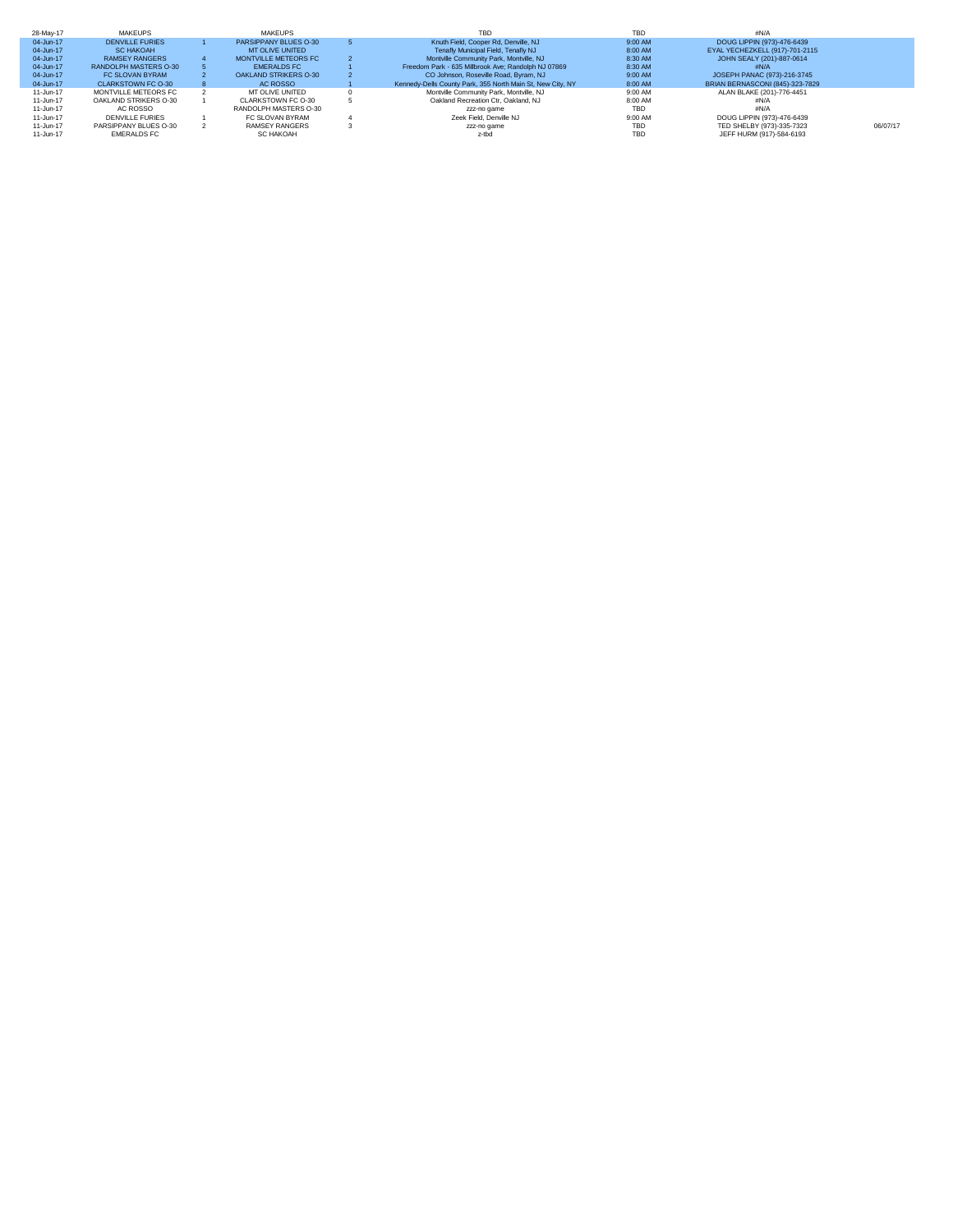| | | | | | | | | |
|---|---|---|---|---|---|---|---|---|
| 28-May-17 | MAKEUPS | | MAKEUPS | | TBD | TBD | #N/A | |
| 04-Jun-17 | DENVILLE FURIES | 1 | PARSIPPANY BLUES O-30 | 5 | Knuth Field, Cooper Rd, Denville, NJ | 9:00 AM | DOUG LIPPIN (973)-476-6439 | |
| 04-Jun-17 | SC HAKOAH | | MT OLIVE UNITED | | Tenafly Municipal Field, Tenafly NJ | 8:00 AM | EYAL YECHEZKELL (917)-701-2115 | |
| 04-Jun-17 | RAMSEY RANGERS | 4 | MONTVILLE METEORS FC | 2 | Montville Community Park, Montville, NJ | 8:30 AM | JOHN SEALY (201)-887-0614 | |
| 04-Jun-17 | RANDOLPH MASTERS O-30 | 5 | EMERALDS FC | 1 | Freedom Park - 635 Millbrook Ave; Randolph NJ 07869 | 8:30 AM | #N/A | |
| 04-Jun-17 | FC SLOVAN BYRAM | 2 | OAKLAND STRIKERS O-30 | 2 | CO Johnson, Roseville Road, Byram, NJ | 9:00 AM | JOSEPH PANAC (973)-216-3745 | |
| 04-Jun-17 | CLARKSTOWN FC O-30 | 8 | AC ROSSO | 1 | Kennedy-Dells County Park, 355 North Main St, New City, NY | 8:00 AM | BRIAN BERNASCONI (845)-323-7829 | |
| 11-Jun-17 | MONTVILLE METEORS FC | 2 | MT OLIVE UNITED | 0 | Montville Community Park, Montville, NJ | 9:00 AM | ALAN BLAKE (201)-776-4451 | |
| 11-Jun-17 | OAKLAND STRIKERS O-30 | 1 | CLARKSTOWN FC O-30 | 5 | Oakland Recreation Ctr, Oakland, NJ | 8:00 AM | #N/A | |
| 11-Jun-17 | AC ROSSO | | RANDOLPH MASTERS O-30 | | zzz-no game | TBD | #N/A | |
| 11-Jun-17 | DENVILLE FURIES | 1 | FC SLOVAN BYRAM | 4 | Zeek Field, Denville NJ | 9:00 AM | DOUG LIPPIN (973)-476-6439 | |
| 11-Jun-17 | PARSIPPANY BLUES O-30 | 2 | RAMSEY RANGERS | 3 | zzz-no game | TBD | TED SHELBY (973)-335-7323 | 06/07/17 |
| 11-Jun-17 | EMERALDS FC | | SC HAKOAH | | z-tbd | TBD | JEFF HURM (917)-584-6193 | |